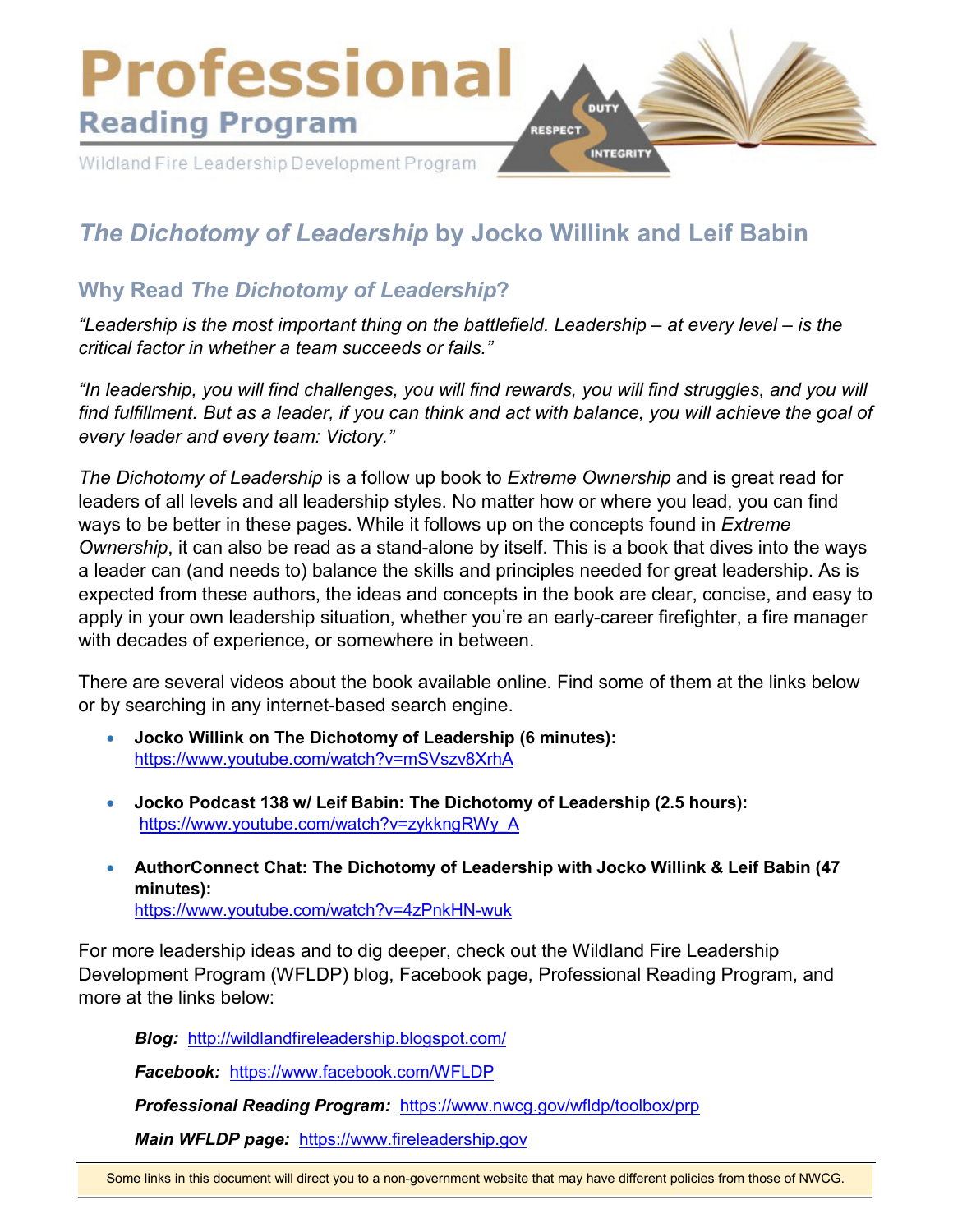# Professional Reading Program

Wildland Fire Leadership Development Program

DUTY RESPECT INTEGRITY

## *The Dichotomy of Leadership* by Jocko Willink and Leif Babin

### Why Read *The Dichotomy of Leadership*?

*"Leadership is the most important thing on the battlefield. Leadership – at every level – is the critical factor in whether a team succeeds or fails."*

*"In leadership, you will find challenges, you will find rewards, you will find struggles, and you will find fulfillment. But as a leader, if you can think and act with balance, you will achieve the goal of every leader and every team: Victory."*

*The Dichotomy of Leadership* is a follow up book to *Extreme Ownership* and is great read for leaders of all levels and all leadership styles. No matter how or where you lead, you can find ways to be better in these pages. While it follows up on the concepts found in *Extreme Ownership*, it can also be read as a stand-alone by itself. This is a book that dives into the ways a leader can (and needs to) balance the skills and principles needed for great leadership. As is expected from these authors, the ideas and concepts in the book are clear, concise, and easy to apply in your own leadership situation, whether you're an early-career firefighter, a fire manager with decades of experience, or somewhere in between.

There are several videos about the book available online. Find some of them at the links below or by searching in any internet-based search engine.

- **Jocko Willink on The Dichotomy of Leadership (6 minutes):** https://www.youtube.com/watch?v=mSVszv8XrhA
- **Jocko Podcast 138 w/ Leif Babin: The Dichotomy of Leadership (2.5 hours):** https://www.youtube.com/watch?v=zykkngRWy_A
- **AuthorConnect Chat: The Dichotomy of Leadership with Jocko Willink & Leif Babin (47 minutes):** https://www.youtube.com/watch?v=4zPnkHN-wuk

For more leadership ideas and to dig deeper, check out the Wildland Fire Leadership Development Program (WFLDP) blog, Facebook page, Professional Reading Program, and more at the links below:

***Blog:*** http://wildlandfireleadership.blogspot.com/

***Facebook:*** https://www.facebook.com/WFLDP

***Professional Reading Program:*** https://www.nwcg.gov/wfldp/toolbox/prp

***Main WFLDP page:*** https://www.fireleadership.gov

Some links in this document will direct you to a non-government website that may have different policies from those of NWCG.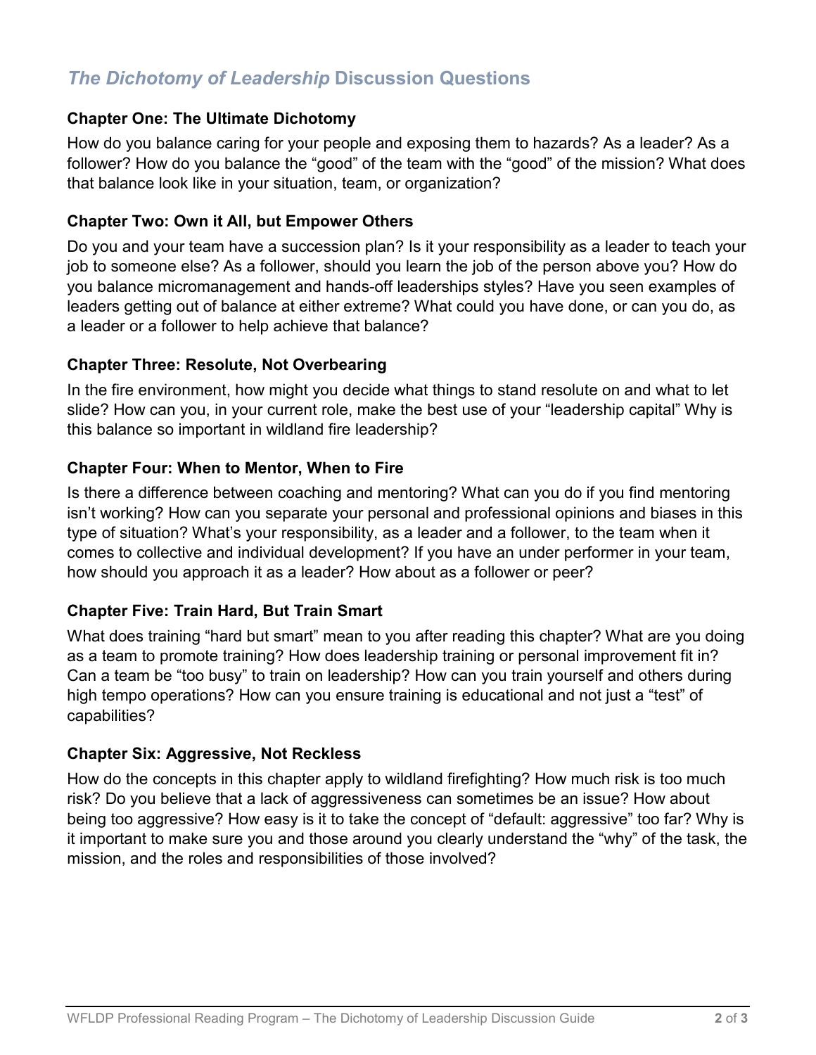## *The Dichotomy of Leadership* Discussion Questions

### Chapter One: The Ultimate Dichotomy

How do you balance caring for your people and exposing them to hazards? As a leader? As a follower? How do you balance the "good" of the team with the "good" of the mission? What does that balance look like in your situation, team, or organization?

### Chapter Two: Own it All, but Empower Others

Do you and your team have a succession plan? Is it your responsibility as a leader to teach your job to someone else? As a follower, should you learn the job of the person above you? How do you balance micromanagement and hands-off leaderships styles? Have you seen examples of leaders getting out of balance at either extreme? What could you have done, or can you do, as a leader or a follower to help achieve that balance?

### Chapter Three: Resolute, Not Overbearing

In the fire environment, how might you decide what things to stand resolute on and what to let slide? How can you, in your current role, make the best use of your "leadership capital" Why is this balance so important in wildland fire leadership?

### Chapter Four: When to Mentor, When to Fire

Is there a difference between coaching and mentoring? What can you do if you find mentoring isn't working? How can you separate your personal and professional opinions and biases in this type of situation? What's your responsibility, as a leader and a follower, to the team when it comes to collective and individual development? If you have an under performer in your team, how should you approach it as a leader? How about as a follower or peer?

### Chapter Five: Train Hard, But Train Smart

What does training "hard but smart" mean to you after reading this chapter? What are you doing as a team to promote training? How does leadership training or personal improvement fit in? Can a team be "too busy" to train on leadership? How can you train yourself and others during high tempo operations? How can you ensure training is educational and not just a "test" of capabilities?

### Chapter Six: Aggressive, Not Reckless

How do the concepts in this chapter apply to wildland firefighting? How much risk is too much risk? Do you believe that a lack of aggressiveness can sometimes be an issue? How about being too aggressive? How easy is it to take the concept of "default: aggressive" too far? Why is it important to make sure you and those around you clearly understand the "why" of the task, the mission, and the roles and responsibilities of those involved?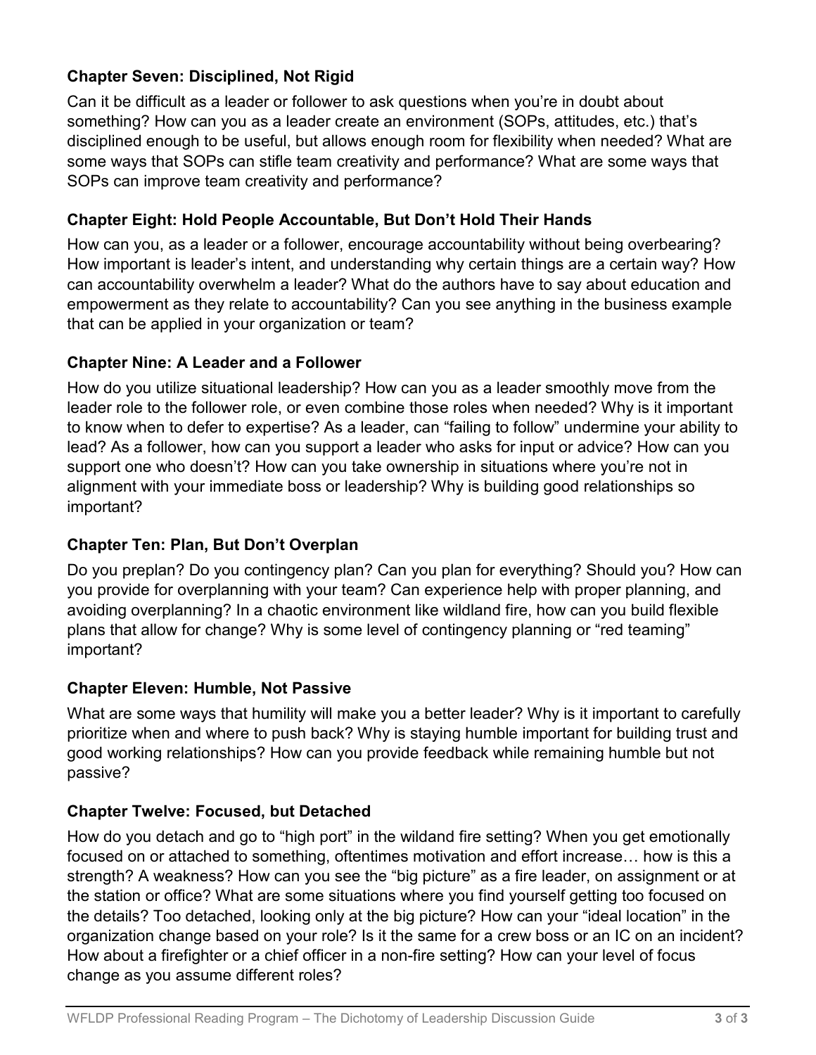### Chapter Seven: Disciplined, Not Rigid

Can it be difficult as a leader or follower to ask questions when you're in doubt about something? How can you as a leader create an environment (SOPs, attitudes, etc.) that's disciplined enough to be useful, but allows enough room for flexibility when needed? What are some ways that SOPs can stifle team creativity and performance? What are some ways that SOPs can improve team creativity and performance?

### Chapter Eight: Hold People Accountable, But Don't Hold Their Hands

How can you, as a leader or a follower, encourage accountability without being overbearing? How important is leader's intent, and understanding why certain things are a certain way? How can accountability overwhelm a leader? What do the authors have to say about education and empowerment as they relate to accountability? Can you see anything in the business example that can be applied in your organization or team?

### Chapter Nine: A Leader and a Follower

How do you utilize situational leadership? How can you as a leader smoothly move from the leader role to the follower role, or even combine those roles when needed? Why is it important to know when to defer to expertise? As a leader, can "failing to follow" undermine your ability to lead? As a follower, how can you support a leader who asks for input or advice? How can you support one who doesn't? How can you take ownership in situations where you're not in alignment with your immediate boss or leadership? Why is building good relationships so important?

### Chapter Ten: Plan, But Don't Overplan

Do you preplan? Do you contingency plan? Can you plan for everything? Should you? How can you provide for overplanning with your team? Can experience help with proper planning, and avoiding overplanning? In a chaotic environment like wildland fire, how can you build flexible plans that allow for change? Why is some level of contingency planning or "red teaming" important?

### Chapter Eleven: Humble, Not Passive

What are some ways that humility will make you a better leader? Why is it important to carefully prioritize when and where to push back? Why is staying humble important for building trust and good working relationships? How can you provide feedback while remaining humble but not passive?

### Chapter Twelve: Focused, but Detached

How do you detach and go to "high port" in the wildand fire setting? When you get emotionally focused on or attached to something, oftentimes motivation and effort increase… how is this a strength? A weakness? How can you see the "big picture" as a fire leader, on assignment or at the station or office? What are some situations where you find yourself getting too focused on the details? Too detached, looking only at the big picture? How can your "ideal location" in the organization change based on your role? Is it the same for a crew boss or an IC on an incident? How about a firefighter or a chief officer in a non-fire setting? How can your level of focus change as you assume different roles?